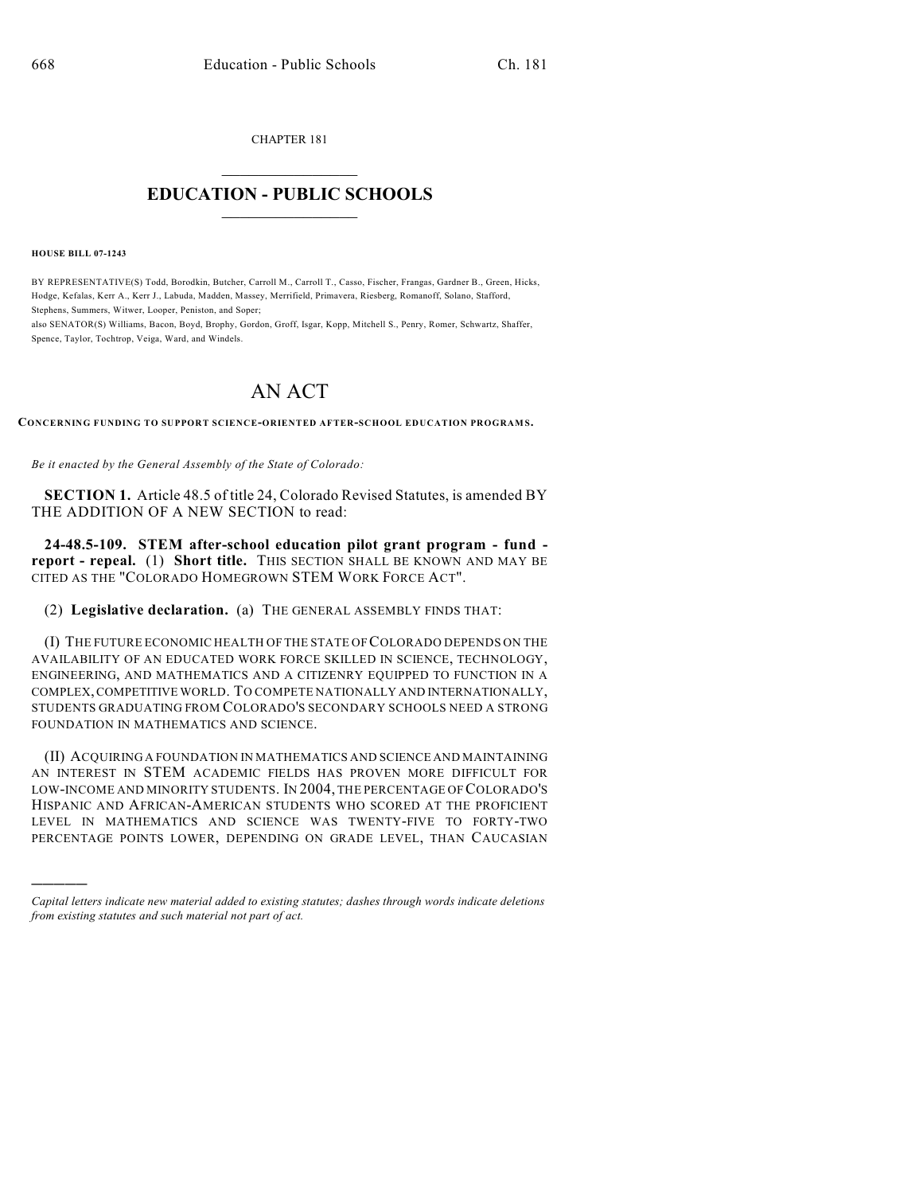CHAPTER 181

# EDUCATION - PUBLIC SCHOOLS

**HOUSE BILL 07-1243**

BY REPRESENTATIVE(S) Todd, Borodkin, Butcher, Carroll M., Carroll T., Casso, Fischer, Frangas, Gardner B., Green, Hicks, Hodge, Kefalas, Kerr A., Kerr J., Labuda, Madden, Massey, Merrifield, Primavera, Riesberg, Romanoff, Solano, Stafford, Stephens, Summers, Witwer, Looper, Peniston, and Soper;
also SENATOR(S) Williams, Bacon, Boyd, Brophy, Gordon, Groff, Isgar, Kopp, Mitchell S., Penry, Romer, Schwartz, Shaffer, Spence, Taylor, Tochtrop, Veiga, Ward, and Windels.

# AN ACT

**CONCERNING FUNDING TO SUPPORT SCIENCE-ORIENTED AFTER-SCHOOL EDUCATION PROGRAMS.**

*Be it enacted by the General Assembly of the State of Colorado:*

**SECTION 1.** Article 48.5 of title 24, Colorado Revised Statutes, is amended BY THE ADDITION OF A NEW SECTION to read:

**24-48.5-109. STEM after-school education pilot grant program - fund - report - repeal.** (1) **Short title.** THIS SECTION SHALL BE KNOWN AND MAY BE CITED AS THE "COLORADO HOMEGROWN STEM WORK FORCE ACT".

(2) **Legislative declaration.** (a) THE GENERAL ASSEMBLY FINDS THAT:

(I) THE FUTURE ECONOMIC HEALTH OF THE STATE OF COLORADO DEPENDS ON THE AVAILABILITY OF AN EDUCATED WORK FORCE SKILLED IN SCIENCE, TECHNOLOGY, ENGINEERING, AND MATHEMATICS AND A CITIZENRY EQUIPPED TO FUNCTION IN A COMPLEX, COMPETITIVE WORLD. TO COMPETE NATIONALLY AND INTERNATIONALLY, STUDENTS GRADUATING FROM COLORADO'S SECONDARY SCHOOLS NEED A STRONG FOUNDATION IN MATHEMATICS AND SCIENCE.

(II) ACQUIRING A FOUNDATION IN MATHEMATICS AND SCIENCE AND MAINTAINING AN INTEREST IN STEM ACADEMIC FIELDS HAS PROVEN MORE DIFFICULT FOR LOW-INCOME AND MINORITY STUDENTS. IN 2004, THE PERCENTAGE OF COLORADO'S HISPANIC AND AFRICAN-AMERICAN STUDENTS WHO SCORED AT THE PROFICIENT LEVEL IN MATHEMATICS AND SCIENCE WAS TWENTY-FIVE TO FORTY-TWO PERCENTAGE POINTS LOWER, DEPENDING ON GRADE LEVEL, THAN CAUCASIAN

*Capital letters indicate new material added to existing statutes; dashes through words indicate deletions from existing statutes and such material not part of act.*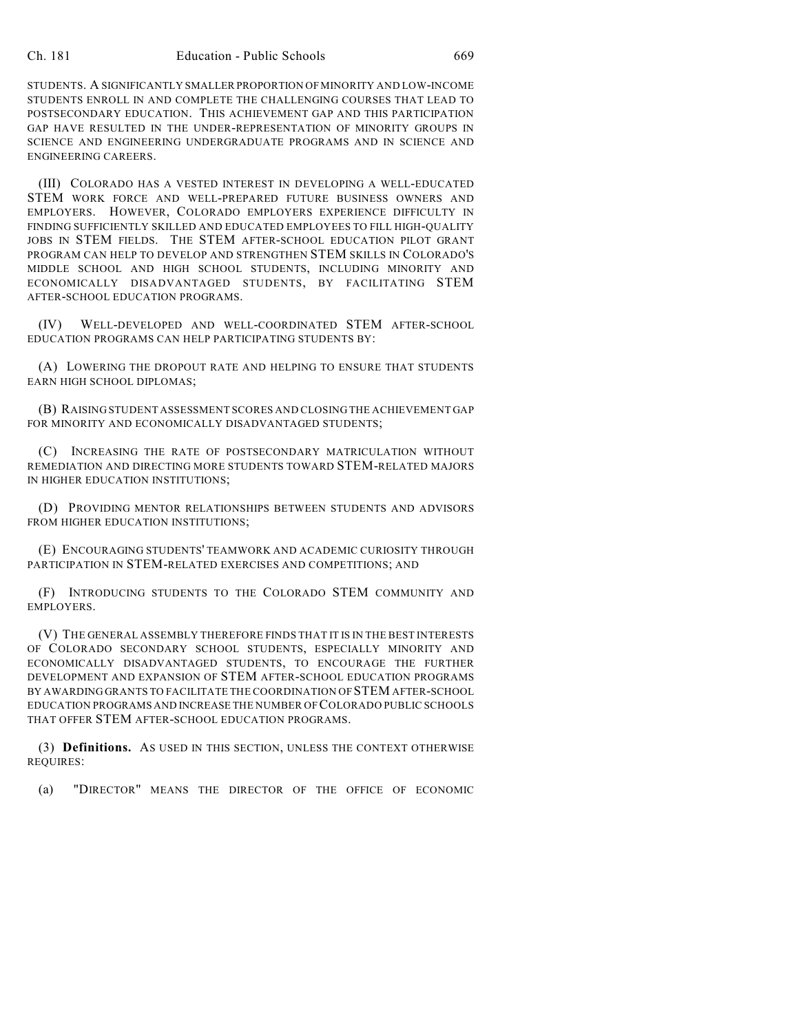STUDENTS. A SIGNIFICANTLY SMALLER PROPORTION OF MINORITY AND LOW-INCOME STUDENTS ENROLL IN AND COMPLETE THE CHALLENGING COURSES THAT LEAD TO POSTSECONDARY EDUCATION. THIS ACHIEVEMENT GAP AND THIS PARTICIPATION GAP HAVE RESULTED IN THE UNDER-REPRESENTATION OF MINORITY GROUPS IN SCIENCE AND ENGINEERING UNDERGRADUATE PROGRAMS AND IN SCIENCE AND ENGINEERING CAREERS.

(III) COLORADO HAS A VESTED INTEREST IN DEVELOPING A WELL-EDUCATED STEM WORK FORCE AND WELL-PREPARED FUTURE BUSINESS OWNERS AND EMPLOYERS. HOWEVER, COLORADO EMPLOYERS EXPERIENCE DIFFICULTY IN FINDING SUFFICIENTLY SKILLED AND EDUCATED EMPLOYEES TO FILL HIGH-QUALITY JOBS IN STEM FIELDS. THE STEM AFTER-SCHOOL EDUCATION PILOT GRANT PROGRAM CAN HELP TO DEVELOP AND STRENGTHEN STEM SKILLS IN COLORADO'S MIDDLE SCHOOL AND HIGH SCHOOL STUDENTS, INCLUDING MINORITY AND ECONOMICALLY DISADVANTAGED STUDENTS, BY FACILITATING STEM AFTER-SCHOOL EDUCATION PROGRAMS.

(IV) WELL-DEVELOPED AND WELL-COORDINATED STEM AFTER-SCHOOL EDUCATION PROGRAMS CAN HELP PARTICIPATING STUDENTS BY:

(A) LOWERING THE DROPOUT RATE AND HELPING TO ENSURE THAT STUDENTS EARN HIGH SCHOOL DIPLOMAS;

(B) RAISING STUDENT ASSESSMENT SCORES AND CLOSING THE ACHIEVEMENT GAP FOR MINORITY AND ECONOMICALLY DISADVANTAGED STUDENTS;

(C) INCREASING THE RATE OF POSTSECONDARY MATRICULATION WITHOUT REMEDIATION AND DIRECTING MORE STUDENTS TOWARD STEM-RELATED MAJORS IN HIGHER EDUCATION INSTITUTIONS;

(D) PROVIDING MENTOR RELATIONSHIPS BETWEEN STUDENTS AND ADVISORS FROM HIGHER EDUCATION INSTITUTIONS;

(E) ENCOURAGING STUDENTS' TEAMWORK AND ACADEMIC CURIOSITY THROUGH PARTICIPATION IN STEM-RELATED EXERCISES AND COMPETITIONS; AND

(F) INTRODUCING STUDENTS TO THE COLORADO STEM COMMUNITY AND EMPLOYERS.

(V) THE GENERAL ASSEMBLY THEREFORE FINDS THAT IT IS IN THE BEST INTERESTS OF COLORADO SECONDARY SCHOOL STUDENTS, ESPECIALLY MINORITY AND ECONOMICALLY DISADVANTAGED STUDENTS, TO ENCOURAGE THE FURTHER DEVELOPMENT AND EXPANSION OF STEM AFTER-SCHOOL EDUCATION PROGRAMS BY AWARDING GRANTS TO FACILITATE THE COORDINATION OF STEM AFTER-SCHOOL EDUCATION PROGRAMS AND INCREASE THE NUMBER OF COLORADO PUBLIC SCHOOLS THAT OFFER STEM AFTER-SCHOOL EDUCATION PROGRAMS.

(3) **Definitions.** AS USED IN THIS SECTION, UNLESS THE CONTEXT OTHERWISE REQUIRES:

(a) "DIRECTOR" MEANS THE DIRECTOR OF THE OFFICE OF ECONOMIC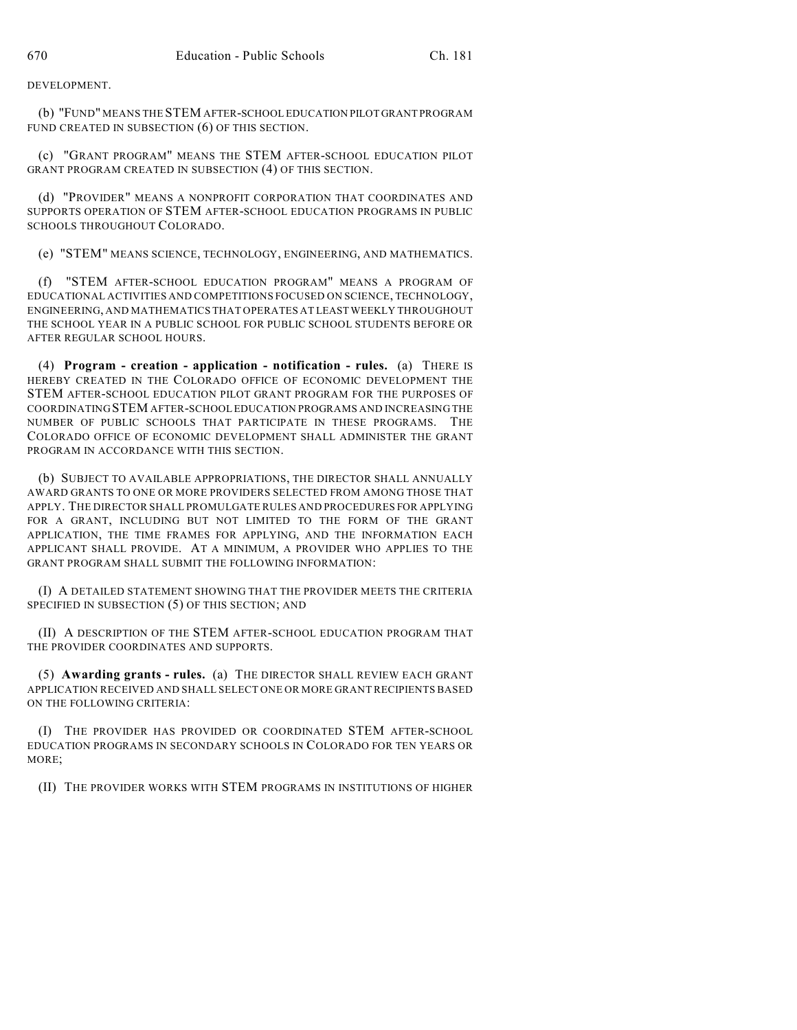DEVELOPMENT.

(b) "FUND" MEANS THE STEM AFTER-SCHOOL EDUCATION PILOT GRANT PROGRAM FUND CREATED IN SUBSECTION (6) OF THIS SECTION.

(c) "GRANT PROGRAM" MEANS THE STEM AFTER-SCHOOL EDUCATION PILOT GRANT PROGRAM CREATED IN SUBSECTION (4) OF THIS SECTION.

(d) "PROVIDER" MEANS A NONPROFIT CORPORATION THAT COORDINATES AND SUPPORTS OPERATION OF STEM AFTER-SCHOOL EDUCATION PROGRAMS IN PUBLIC SCHOOLS THROUGHOUT COLORADO.

(e) "STEM" MEANS SCIENCE, TECHNOLOGY, ENGINEERING, AND MATHEMATICS.

(f) "STEM AFTER-SCHOOL EDUCATION PROGRAM" MEANS A PROGRAM OF EDUCATIONAL ACTIVITIES AND COMPETITIONS FOCUSED ON SCIENCE, TECHNOLOGY, ENGINEERING, AND MATHEMATICS THAT OPERATES AT LEAST WEEKLY THROUGHOUT THE SCHOOL YEAR IN A PUBLIC SCHOOL FOR PUBLIC SCHOOL STUDENTS BEFORE OR AFTER REGULAR SCHOOL HOURS.

(4) **Program - creation - application - notification - rules.** (a) THERE IS HEREBY CREATED IN THE COLORADO OFFICE OF ECONOMIC DEVELOPMENT THE STEM AFTER-SCHOOL EDUCATION PILOT GRANT PROGRAM FOR THE PURPOSES OF COORDINATING STEM AFTER-SCHOOL EDUCATION PROGRAMS AND INCREASING THE NUMBER OF PUBLIC SCHOOLS THAT PARTICIPATE IN THESE PROGRAMS. THE COLORADO OFFICE OF ECONOMIC DEVELOPMENT SHALL ADMINISTER THE GRANT PROGRAM IN ACCORDANCE WITH THIS SECTION.

(b) SUBJECT TO AVAILABLE APPROPRIATIONS, THE DIRECTOR SHALL ANNUALLY AWARD GRANTS TO ONE OR MORE PROVIDERS SELECTED FROM AMONG THOSE THAT APPLY. THE DIRECTOR SHALL PROMULGATE RULES AND PROCEDURES FOR APPLYING FOR A GRANT, INCLUDING BUT NOT LIMITED TO THE FORM OF THE GRANT APPLICATION, THE TIME FRAMES FOR APPLYING, AND THE INFORMATION EACH APPLICANT SHALL PROVIDE. AT A MINIMUM, A PROVIDER WHO APPLIES TO THE GRANT PROGRAM SHALL SUBMIT THE FOLLOWING INFORMATION:

(I) A DETAILED STATEMENT SHOWING THAT THE PROVIDER MEETS THE CRITERIA SPECIFIED IN SUBSECTION (5) OF THIS SECTION; AND

(II) A DESCRIPTION OF THE STEM AFTER-SCHOOL EDUCATION PROGRAM THAT THE PROVIDER COORDINATES AND SUPPORTS.

(5) **Awarding grants - rules.** (a) THE DIRECTOR SHALL REVIEW EACH GRANT APPLICATION RECEIVED AND SHALL SELECT ONE OR MORE GRANT RECIPIENTS BASED ON THE FOLLOWING CRITERIA:

(I) THE PROVIDER HAS PROVIDED OR COORDINATED STEM AFTER-SCHOOL EDUCATION PROGRAMS IN SECONDARY SCHOOLS IN COLORADO FOR TEN YEARS OR MORE;

(II) THE PROVIDER WORKS WITH STEM PROGRAMS IN INSTITUTIONS OF HIGHER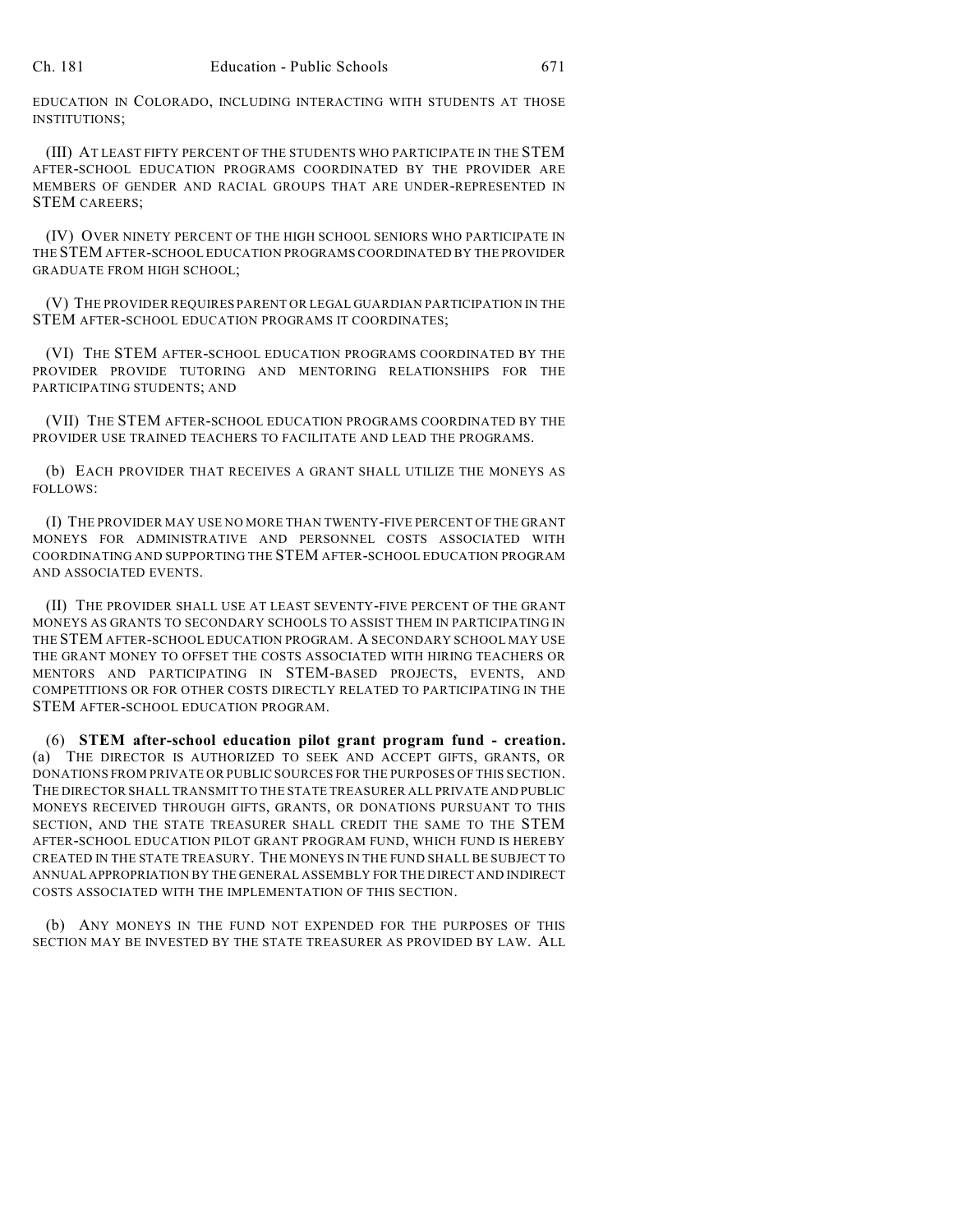EDUCATION IN COLORADO, INCLUDING INTERACTING WITH STUDENTS AT THOSE INSTITUTIONS;

(III) AT LEAST FIFTY PERCENT OF THE STUDENTS WHO PARTICIPATE IN THE STEM AFTER-SCHOOL EDUCATION PROGRAMS COORDINATED BY THE PROVIDER ARE MEMBERS OF GENDER AND RACIAL GROUPS THAT ARE UNDER-REPRESENTED IN STEM CAREERS;

(IV) OVER NINETY PERCENT OF THE HIGH SCHOOL SENIORS WHO PARTICIPATE IN THE STEM AFTER-SCHOOL EDUCATION PROGRAMS COORDINATED BY THE PROVIDER GRADUATE FROM HIGH SCHOOL;

(V) THE PROVIDER REQUIRES PARENT OR LEGAL GUARDIAN PARTICIPATION IN THE STEM AFTER-SCHOOL EDUCATION PROGRAMS IT COORDINATES;

(VI) THE STEM AFTER-SCHOOL EDUCATION PROGRAMS COORDINATED BY THE PROVIDER PROVIDE TUTORING AND MENTORING RELATIONSHIPS FOR THE PARTICIPATING STUDENTS; AND

(VII) THE STEM AFTER-SCHOOL EDUCATION PROGRAMS COORDINATED BY THE PROVIDER USE TRAINED TEACHERS TO FACILITATE AND LEAD THE PROGRAMS.

(b) EACH PROVIDER THAT RECEIVES A GRANT SHALL UTILIZE THE MONEYS AS FOLLOWS:

(I) THE PROVIDER MAY USE NO MORE THAN TWENTY-FIVE PERCENT OF THE GRANT MONEYS FOR ADMINISTRATIVE AND PERSONNEL COSTS ASSOCIATED WITH COORDINATING AND SUPPORTING THE STEM AFTER-SCHOOL EDUCATION PROGRAM AND ASSOCIATED EVENTS.

(II) THE PROVIDER SHALL USE AT LEAST SEVENTY-FIVE PERCENT OF THE GRANT MONEYS AS GRANTS TO SECONDARY SCHOOLS TO ASSIST THEM IN PARTICIPATING IN THE STEM AFTER-SCHOOL EDUCATION PROGRAM. A SECONDARY SCHOOL MAY USE THE GRANT MONEY TO OFFSET THE COSTS ASSOCIATED WITH HIRING TEACHERS OR MENTORS AND PARTICIPATING IN STEM-BASED PROJECTS, EVENTS, AND COMPETITIONS OR FOR OTHER COSTS DIRECTLY RELATED TO PARTICIPATING IN THE STEM AFTER-SCHOOL EDUCATION PROGRAM.

(6) **STEM after-school education pilot grant program fund - creation.** (a) THE DIRECTOR IS AUTHORIZED TO SEEK AND ACCEPT GIFTS, GRANTS, OR DONATIONS FROM PRIVATE OR PUBLIC SOURCES FOR THE PURPOSES OF THIS SECTION. THE DIRECTOR SHALL TRANSMIT TO THE STATE TREASURER ALL PRIVATE AND PUBLIC MONEYS RECEIVED THROUGH GIFTS, GRANTS, OR DONATIONS PURSUANT TO THIS SECTION, AND THE STATE TREASURER SHALL CREDIT THE SAME TO THE STEM AFTER-SCHOOL EDUCATION PILOT GRANT PROGRAM FUND, WHICH FUND IS HEREBY CREATED IN THE STATE TREASURY. THE MONEYS IN THE FUND SHALL BE SUBJECT TO ANNUAL APPROPRIATION BY THE GENERAL ASSEMBLY FOR THE DIRECT AND INDIRECT COSTS ASSOCIATED WITH THE IMPLEMENTATION OF THIS SECTION.

(b) ANY MONEYS IN THE FUND NOT EXPENDED FOR THE PURPOSES OF THIS SECTION MAY BE INVESTED BY THE STATE TREASURER AS PROVIDED BY LAW. ALL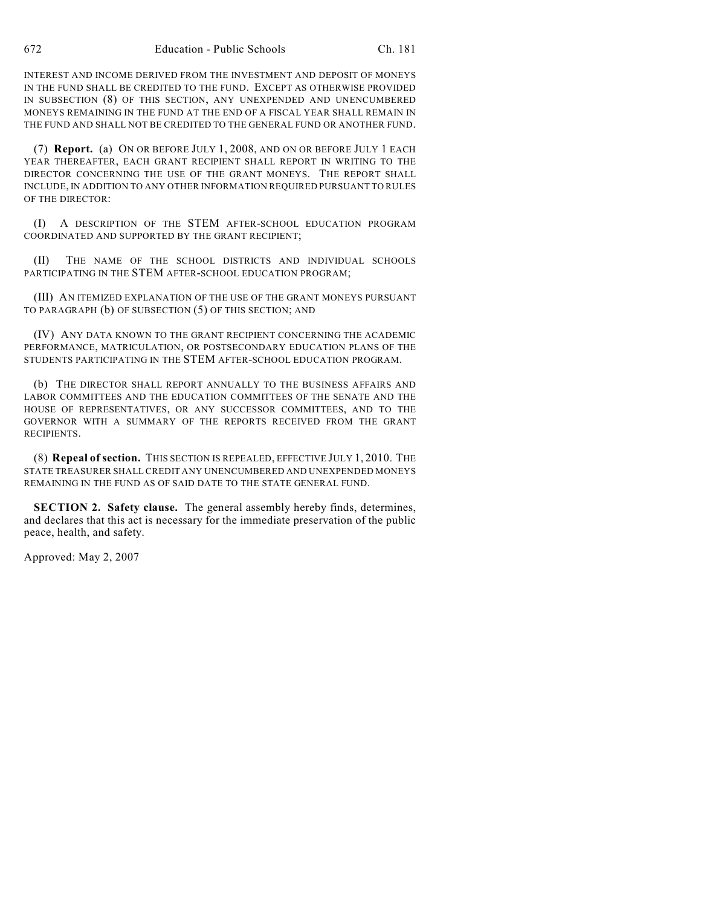INTEREST AND INCOME DERIVED FROM THE INVESTMENT AND DEPOSIT OF MONEYS IN THE FUND SHALL BE CREDITED TO THE FUND. EXCEPT AS OTHERWISE PROVIDED IN SUBSECTION (8) OF THIS SECTION, ANY UNEXPENDED AND UNENCUMBERED MONEYS REMAINING IN THE FUND AT THE END OF A FISCAL YEAR SHALL REMAIN IN THE FUND AND SHALL NOT BE CREDITED TO THE GENERAL FUND OR ANOTHER FUND.

(7) **Report.** (a) ON OR BEFORE JULY 1, 2008, AND ON OR BEFORE JULY 1 EACH YEAR THEREAFTER, EACH GRANT RECIPIENT SHALL REPORT IN WRITING TO THE DIRECTOR CONCERNING THE USE OF THE GRANT MONEYS. THE REPORT SHALL INCLUDE, IN ADDITION TO ANY OTHER INFORMATION REQUIRED PURSUANT TO RULES OF THE DIRECTOR:

(I) A DESCRIPTION OF THE STEM AFTER-SCHOOL EDUCATION PROGRAM COORDINATED AND SUPPORTED BY THE GRANT RECIPIENT;

(II) THE NAME OF THE SCHOOL DISTRICTS AND INDIVIDUAL SCHOOLS PARTICIPATING IN THE STEM AFTER-SCHOOL EDUCATION PROGRAM;

(III) AN ITEMIZED EXPLANATION OF THE USE OF THE GRANT MONEYS PURSUANT TO PARAGRAPH (b) OF SUBSECTION (5) OF THIS SECTION; AND

(IV) ANY DATA KNOWN TO THE GRANT RECIPIENT CONCERNING THE ACADEMIC PERFORMANCE, MATRICULATION, OR POSTSECONDARY EDUCATION PLANS OF THE STUDENTS PARTICIPATING IN THE STEM AFTER-SCHOOL EDUCATION PROGRAM.

(b) THE DIRECTOR SHALL REPORT ANNUALLY TO THE BUSINESS AFFAIRS AND LABOR COMMITTEES AND THE EDUCATION COMMITTEES OF THE SENATE AND THE HOUSE OF REPRESENTATIVES, OR ANY SUCCESSOR COMMITTEES, AND TO THE GOVERNOR WITH A SUMMARY OF THE REPORTS RECEIVED FROM THE GRANT RECIPIENTS.

(8) **Repeal of section.** THIS SECTION IS REPEALED, EFFECTIVE JULY 1, 2010. THE STATE TREASURER SHALL CREDIT ANY UNENCUMBERED AND UNEXPENDED MONEYS REMAINING IN THE FUND AS OF SAID DATE TO THE STATE GENERAL FUND.

**SECTION 2. Safety clause.** The general assembly hereby finds, determines, and declares that this act is necessary for the immediate preservation of the public peace, health, and safety.

Approved: May 2, 2007